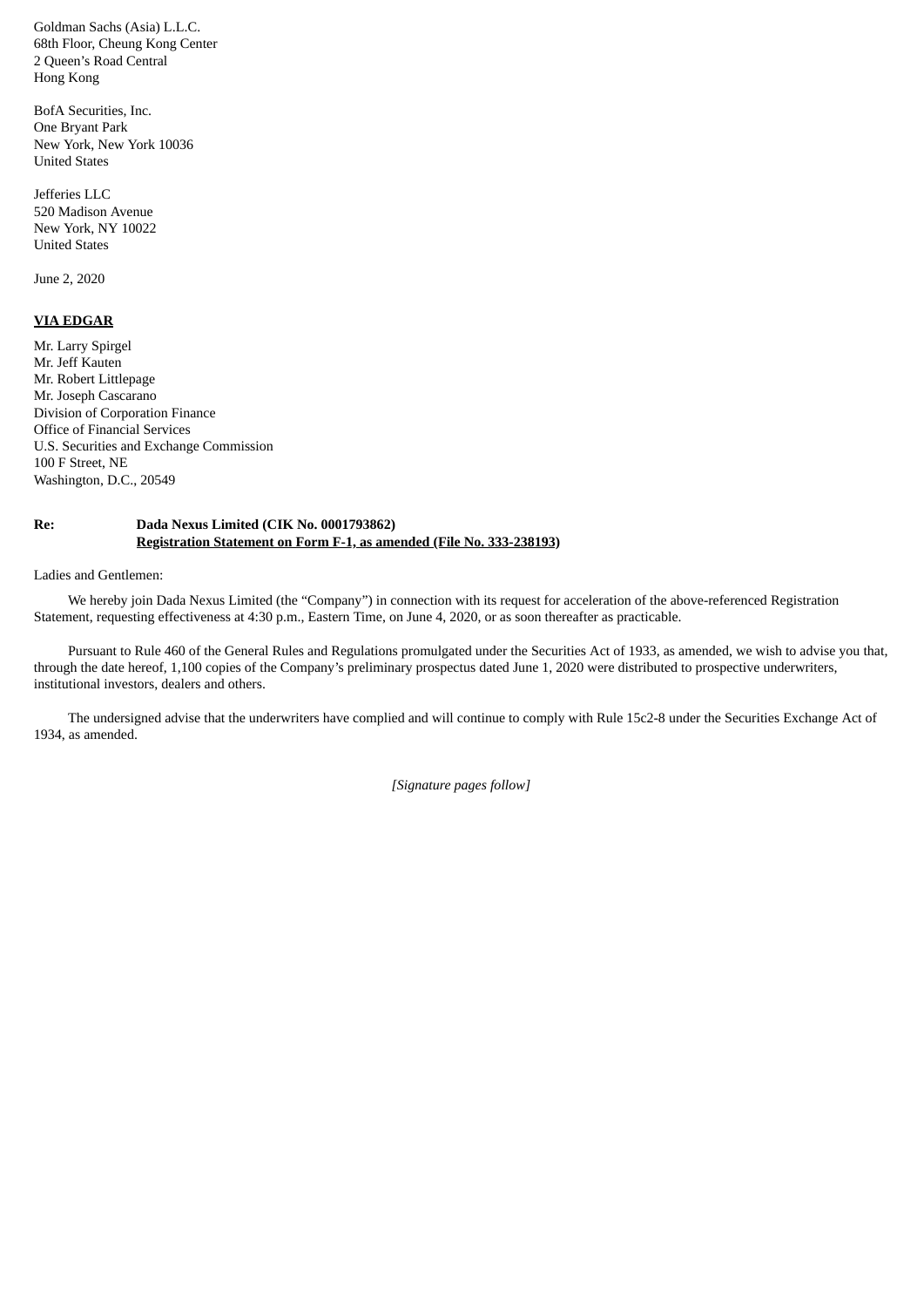Goldman Sachs (Asia) L.L.C.
68th Floor, Cheung Kong Center
2 Queen's Road Central
Hong Kong

BofA Securities, Inc.
One Bryant Park
New York, New York 10036
United States

Jefferies LLC
520 Madison Avenue
New York, NY 10022
United States

June 2, 2020

**VIA EDGAR**

Mr. Larry Spirgel
Mr. Jeff Kauten
Mr. Robert Littlepage
Mr. Joseph Cascarano
Division of Corporation Finance
Office of Financial Services
U.S. Securities and Exchange Commission
100 F Street, NE
Washington, D.C., 20549

**Re: Dada Nexus Limited (CIK No. 0001793862)**
**Registration Statement on Form F-1, as amended (File No. 333-238193)**

Ladies and Gentlemen:

We hereby join Dada Nexus Limited (the "Company") in connection with its request for acceleration of the above-referenced Registration Statement, requesting effectiveness at 4:30 p.m., Eastern Time, on June 4, 2020, or as soon thereafter as practicable.

Pursuant to Rule 460 of the General Rules and Regulations promulgated under the Securities Act of 1933, as amended, we wish to advise you that, through the date hereof, 1,100 copies of the Company's preliminary prospectus dated June 1, 2020 were distributed to prospective underwriters, institutional investors, dealers and others.

The undersigned advise that the underwriters have complied and will continue to comply with Rule 15c2-8 under the Securities Exchange Act of 1934, as amended.

*[Signature pages follow]*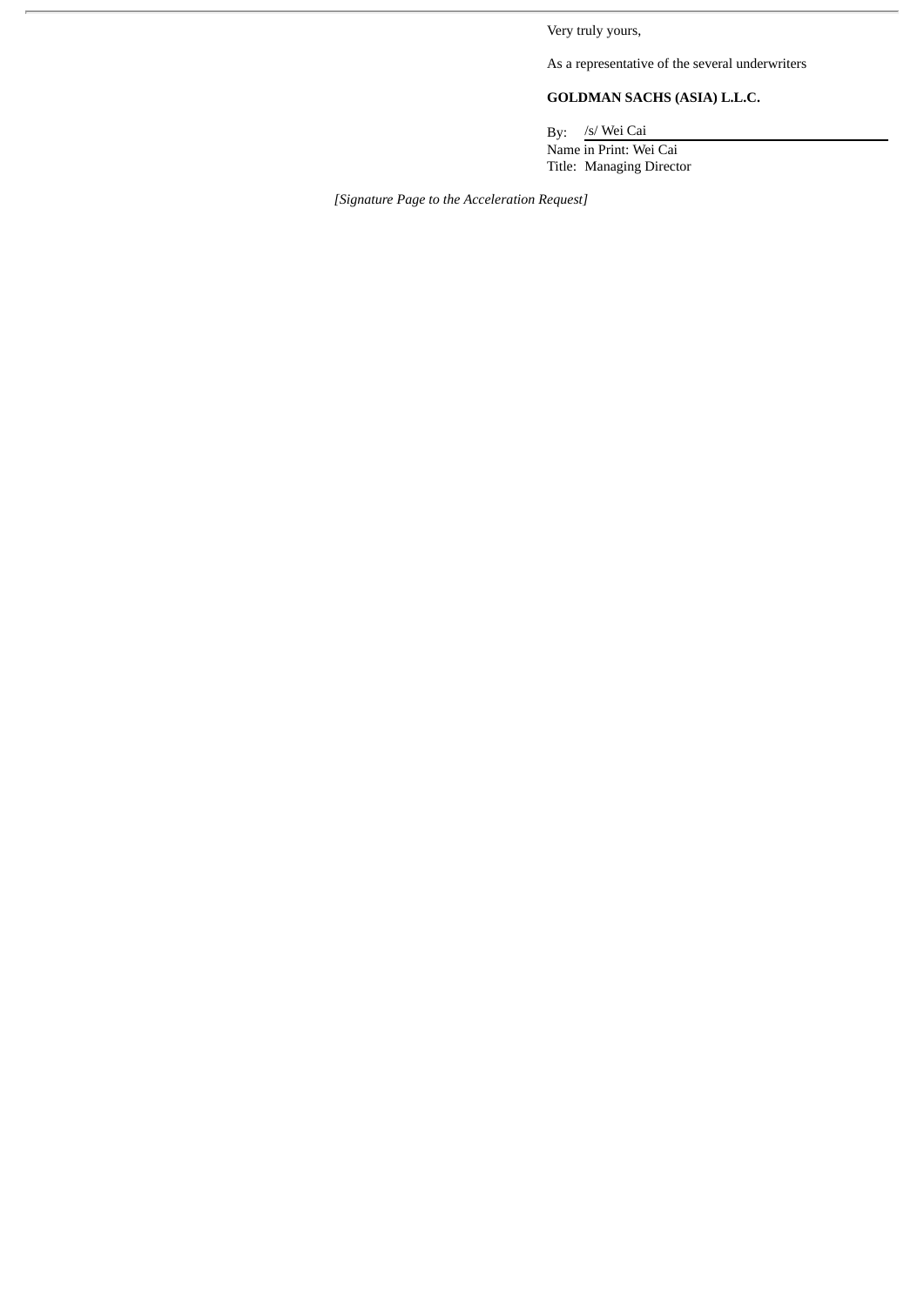Very truly yours,

As a representative of the several underwriters

**GOLDMAN SACHS (ASIA) L.L.C.**

By: /s/ Wei Cai

Name in Print: Wei Cai

Title: Managing Director

*[Signature Page to the Acceleration Request]*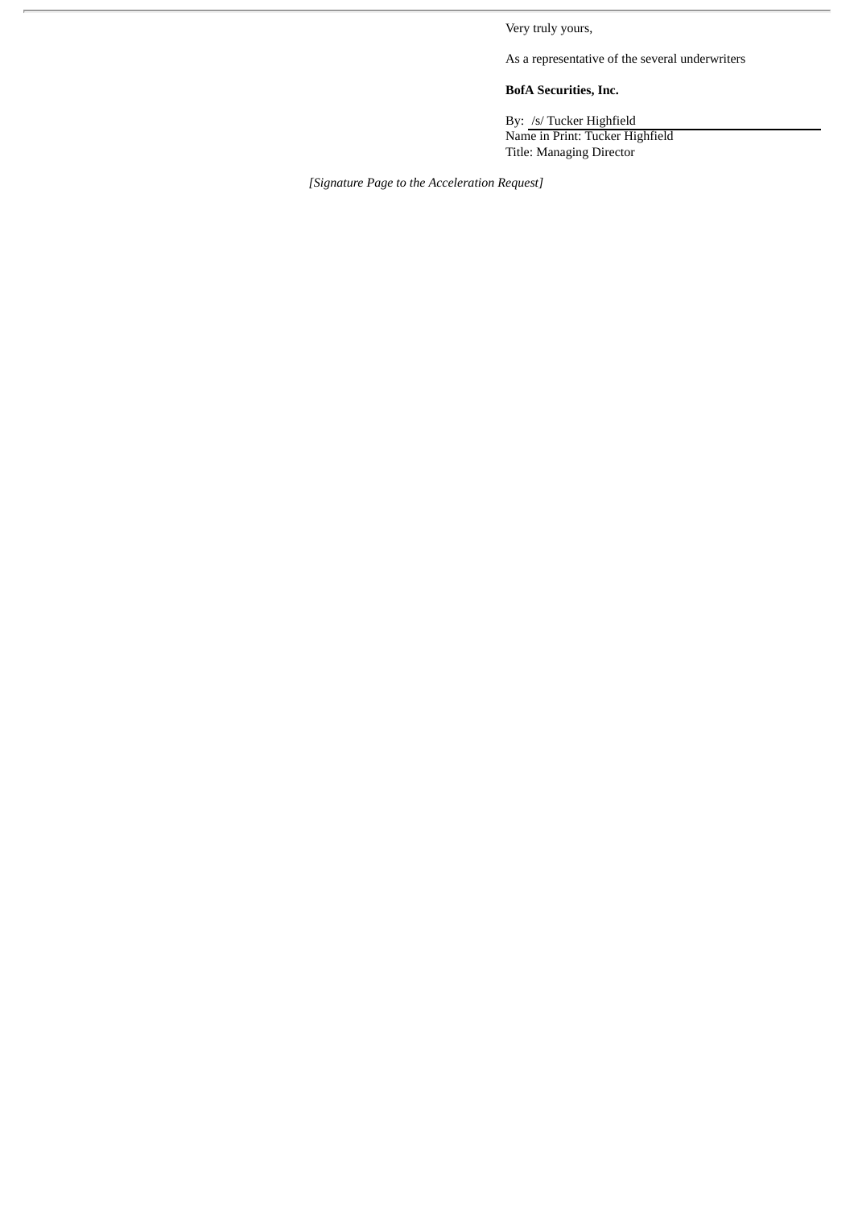Very truly yours,

As a representative of the several underwriters

**BofA Securities, Inc.**

By: /s/ Tucker Highfield
Name in Print: Tucker Highfield
Title: Managing Director

*[Signature Page to the Acceleration Request]*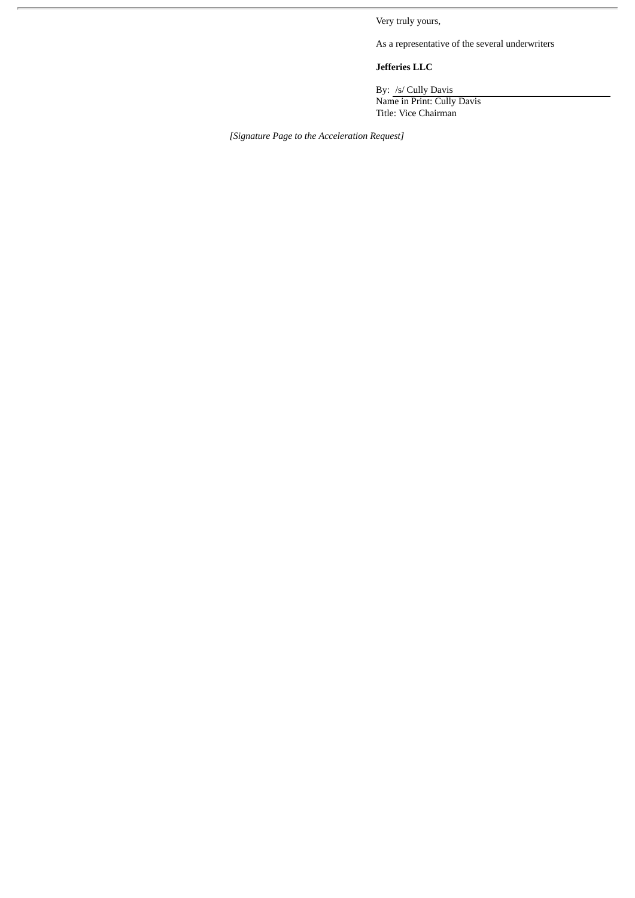Very truly yours,

As a representative of the several underwriters

**Jefferies LLC**

By: /s/ Cully Davis
Name in Print: Cully Davis
Title: Vice Chairman

*[Signature Page to the Acceleration Request]*